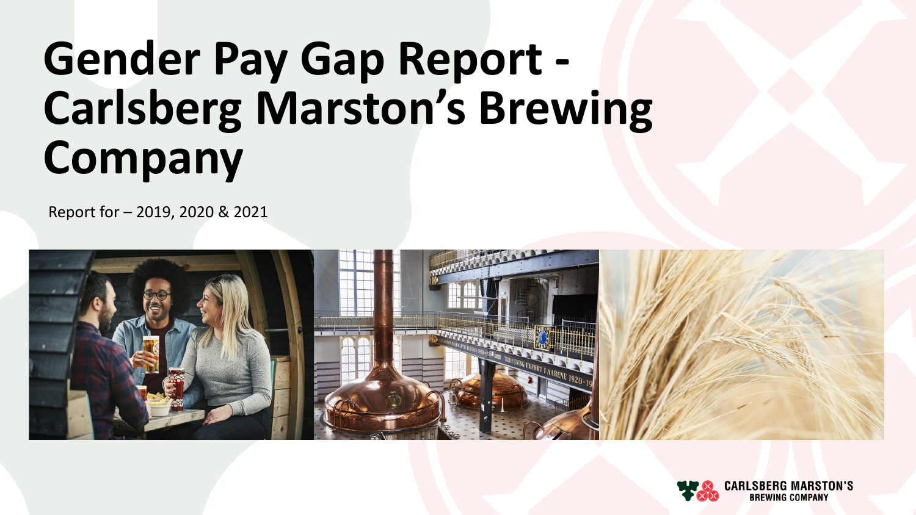# Gender Pay Gap Report - Carlsberg Marston's Brewing Company

Report for – 2019, 2020 & 2021

CARLSBERG MARSTON'S BREWING COMPANY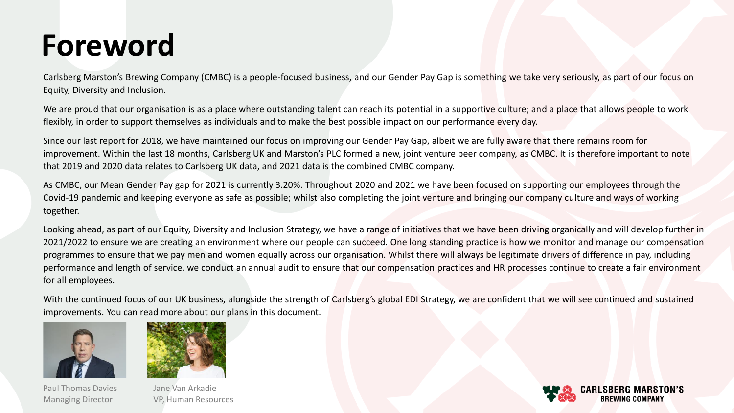# Foreword

Carlsberg Marston's Brewing Company (CMBC) is a people-focused business, and our Gender Pay Gap is something we take very seriously, as part of our focus on Equity, Diversity and Inclusion.

We are proud that our organisation is as a place where outstanding talent can reach its potential in a supportive culture; and a place that allows people to work flexibly, in order to support themselves as individuals and to make the best possible impact on our performance every day.

Since our last report for 2018, we have maintained our focus on improving our Gender Pay Gap, albeit we are fully aware that there remains room for improvement. Within the last 18 months, Carlsberg UK and Marston's PLC formed a new, joint venture beer company, as CMBC. It is therefore important to note that 2019 and 2020 data relates to Carlsberg UK data, and 2021 data is the combined CMBC company.

As CMBC, our Mean Gender Pay gap for 2021 is currently 3.20%. Throughout 2020 and 2021 we have been focused on supporting our employees through the Covid-19 pandemic and keeping everyone as safe as possible; whilst also completing the joint venture and bringing our company culture and ways of working together.

Looking ahead, as part of our Equity, Diversity and Inclusion Strategy, we have a range of initiatives that we have been driving organically and will develop further in 2021/2022 to ensure we are creating an environment where our people can succeed. One long standing practice is how we monitor and manage our compensation programmes to ensure that we pay men and women equally across our organisation. Whilst there will always be legitimate drivers of difference in pay, including performance and length of service, we conduct an annual audit to ensure that our compensation practices and HR processes continue to create a fair environment for all employees.

With the continued focus of our UK business, alongside the strength of Carlsberg's global EDI Strategy, we are confident that we will see continued and sustained improvements. You can read more about our plans in this document.

Paul Thomas Davies
Managing Director

Jane Van Arkadie
VP, Human Resources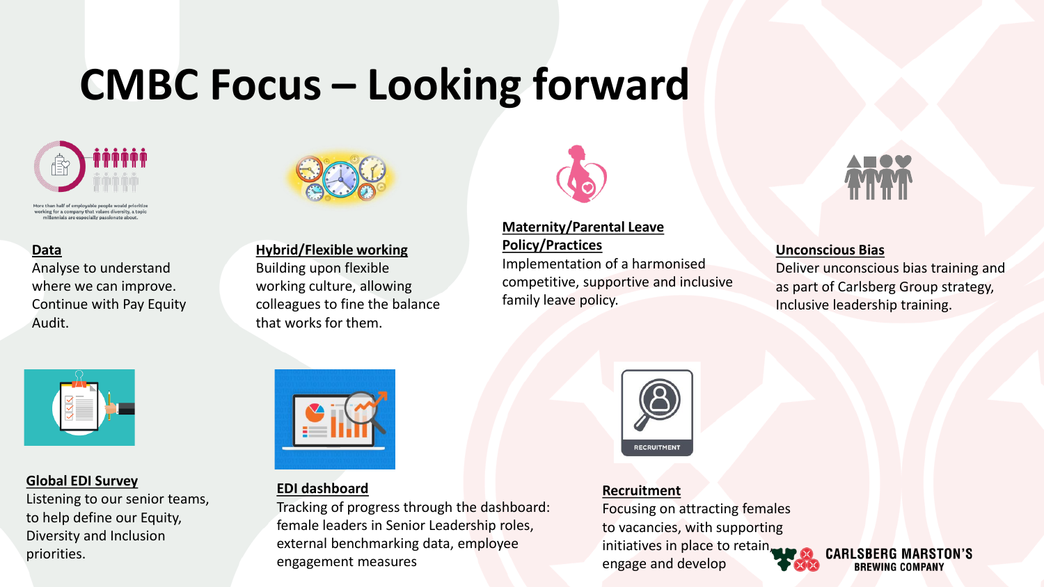# CMBC Focus – Looking forward

More than half of employable people would prioritize working for a company that values diversity, a topic millennials are especially passionate about.

**Data**
Analyse to understand where we can improve. Continue with Pay Equity Audit.

**Hybrid/Flexible working**
Building upon flexible working culture, allowing colleagues to fine the balance that works for them.

**Maternity/Parental Leave Policy/Practices**
Implementation of a harmonised competitive, supportive and inclusive family leave policy.

**Unconscious Bias**
Deliver unconscious bias training and as part of Carlsberg Group strategy, Inclusive leadership training.

**Global EDI Survey**
Listening to our senior teams, to help define our Equity, Diversity and Inclusion priorities.

**EDI dashboard**
Tracking of progress through the dashboard: female leaders in Senior Leadership roles, external benchmarking data, employee engagement measures

RECRUITMENT

**Recruitment**
Focusing on attracting females to vacancies, with supporting initiatives in place to retain, engage and develop

CARLSBERG MARSTON'S BREWING COMPANY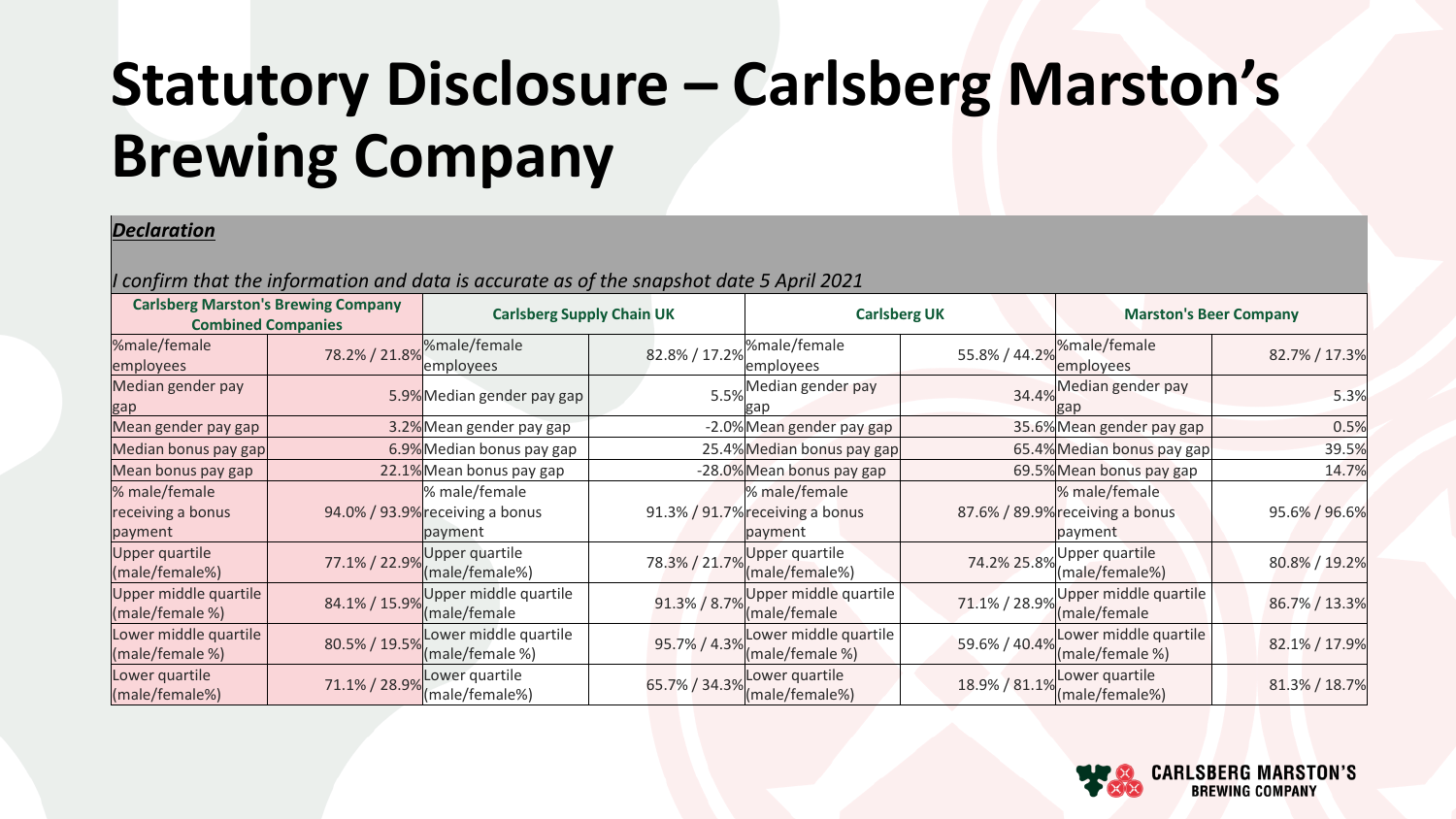# Statutory Disclosure – Carlsberg Marston's Brewing Company

***Declaration***

*I confirm that the information and data is accurate as of the snapshot date 5 April 2021*

| Carlsberg Marston's Brewing Company Combined Companies | | Carlsberg Supply Chain UK | | Carlsberg UK | | Marston's Beer Company | |
|---|---|---|---|---|---|---|---|
| %male/female employees | 78.2% / 21.8% | %male/female employees | 82.8% / 17.2% | %male/female employees | 55.8% / 44.2% | %male/female employees | 82.7% / 17.3% |
| Median gender pay gap | 5.9% | Median gender pay gap | 5.5% | Median gender pay gap | 34.4% | Median gender pay gap | 5.3% |
| Mean gender pay gap | 3.2% | Mean gender pay gap | -2.0% | Mean gender pay gap | 35.6% | Mean gender pay gap | 0.5% |
| Median bonus pay gap | 6.9% | Median bonus pay gap | 25.4% | Median bonus pay gap | 65.4% | Median bonus pay gap | 39.5% |
| Mean bonus pay gap | 22.1% | Mean bonus pay gap | -28.0% | Mean bonus pay gap | 69.5% | Mean bonus pay gap | 14.7% |
| % male/female receiving a bonus payment | 94.0% / 93.9% | % male/female receiving a bonus payment | 91.3% / 91.7% | % male/female receiving a bonus payment | 87.6% / 89.9% | % male/female receiving a bonus payment | 95.6% / 96.6% |
| Upper quartile (male/female%) | 77.1% / 22.9% | Upper quartile (male/female%) | 78.3% / 21.7% | Upper quartile (male/female%) | 74.2% 25.8% | Upper quartile (male/female%) | 80.8% / 19.2% |
| Upper middle quartile (male/female %) | 84.1% / 15.9% | Upper middle quartile (male/female | 91.3% / 8.7% | Upper middle quartile (male/female | 71.1% / 28.9% | Upper middle quartile (male/female | 86.7% / 13.3% |
| Lower middle quartile (male/female %) | 80.5% / 19.5% | Lower middle quartile (male/female %) | 95.7% / 4.3% | Lower middle quartile (male/female %) | 59.6% / 40.4% | Lower middle quartile (male/female %) | 82.1% / 17.9% |
| Lower quartile (male/female%) | 71.1% / 28.9% | Lower quartile (male/female%) | 65.7% / 34.3% | Lower quartile (male/female%) | 18.9% / 81.1% | Lower quartile (male/female%) | 81.3% / 18.7% |

CARLSBERG MARSTON'S BREWING COMPANY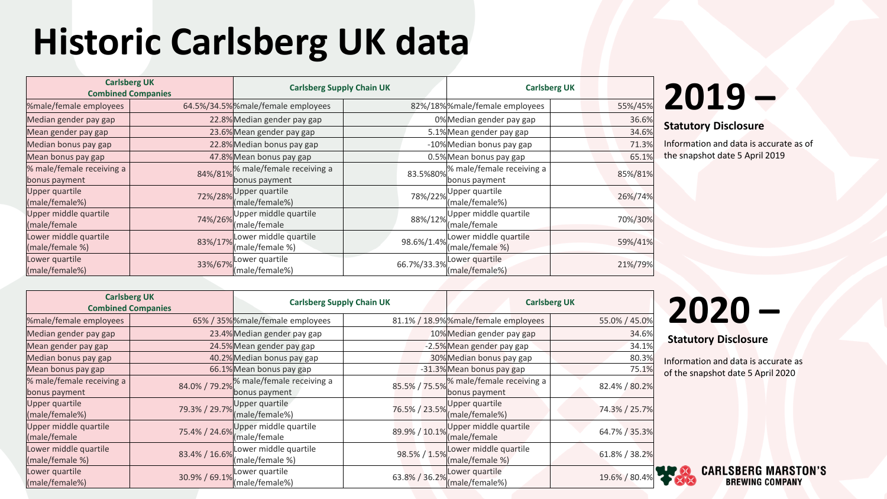# Historic Carlsberg UK data

## 2019 –

**Statutory Disclosure**

Information and data is accurate as of the snapshot date 5 April 2019

| Carlsberg UK Combined Companies | | Carlsberg Supply Chain UK | | Carlsberg UK | |
|---|---|---|---|---|---|
| %male/female employees | 64.5%/34.5% | %male/female employees | 82%/18% | %male/female employees | 55%/45% |
| Median gender pay gap | 22.8% | Median gender pay gap | 0% | Median gender pay gap | 36.6% |
| Mean gender pay gap | 23.6% | Mean gender pay gap | 5.1% | Mean gender pay gap | 34.6% |
| Median bonus pay gap | 22.8% | Median bonus pay gap | -10% | Median bonus pay gap | 71.3% |
| Mean bonus pay gap | 47.8% | Mean bonus pay gap | 0.5% | Mean bonus pay gap | 65.1% |
| % male/female receiving a bonus payment | 84%/81% | % male/female receiving a bonus payment | 83.5%80% | % male/female receiving a bonus payment | 85%/81% |
| Upper quartile (male/female%) | 72%/28% | Upper quartile (male/female%) | 78%/22% | Upper quartile (male/female%) | 26%/74% |
| Upper middle quartile (male/female | 74%/26% | Upper middle quartile (male/female | 88%/12% | Upper middle quartile (male/female | 70%/30% |
| Lower middle quartile (male/female %) | 83%/17% | Lower middle quartile (male/female %) | 98.6%/1.4% | Lower middle quartile (male/female %) | 59%/41% |
| Lower quartile (male/female%) | 33%/67% | Lower quartile (male/female%) | 66.7%/33.3% | Lower quartile (male/female%) | 21%/79% |

## 2020 –

**Statutory Disclosure**

Information and data is accurate as of the snapshot date 5 April 2020

| Carlsberg UK Combined Companies | | Carlsberg Supply Chain UK | | Carlsberg UK | |
|---|---|---|---|---|---|
| %male/female employees | 65% / 35% | %male/female employees | 81.1% / 18.9% | %male/female employees | 55.0% / 45.0% |
| Median gender pay gap | 23.4% | Median gender pay gap | 10% | Median gender pay gap | 34.6% |
| Mean gender pay gap | 24.5% | Mean gender pay gap | -2.5% | Mean gender pay gap | 34.1% |
| Median bonus pay gap | 40.2% | Median bonus pay gap | 30% | Median bonus pay gap | 80.3% |
| Mean bonus pay gap | 66.1% | Mean bonus pay gap | -31.3% | Mean bonus pay gap | 75.1% |
| % male/female receiving a bonus payment | 84.0% / 79.2% | % male/female receiving a bonus payment | 85.5% / 75.5% | % male/female receiving a bonus payment | 82.4% / 80.2% |
| Upper quartile (male/female%) | 79.3% / 29.7% | Upper quartile (male/female%) | 76.5% / 23.5% | Upper quartile (male/female%) | 74.3% / 25.7% |
| Upper middle quartile (male/female | 75.4% / 24.6% | Upper middle quartile (male/female | 89.9% / 10.1% | Upper middle quartile (male/female | 64.7% / 35.3% |
| Lower middle quartile (male/female %) | 83.4% / 16.6% | Lower middle quartile (male/female %) | 98.5% / 1.5% | Lower middle quartile (male/female %) | 61.8% / 38.2% |
| Lower quartile (male/female%) | 30.9% / 69.1% | Lower quartile (male/female%) | 63.8% / 36.2% | Lower quartile (male/female%) | 19.6% / 80.4% |

CARLSBERG MARSTON'S BREWING COMPANY